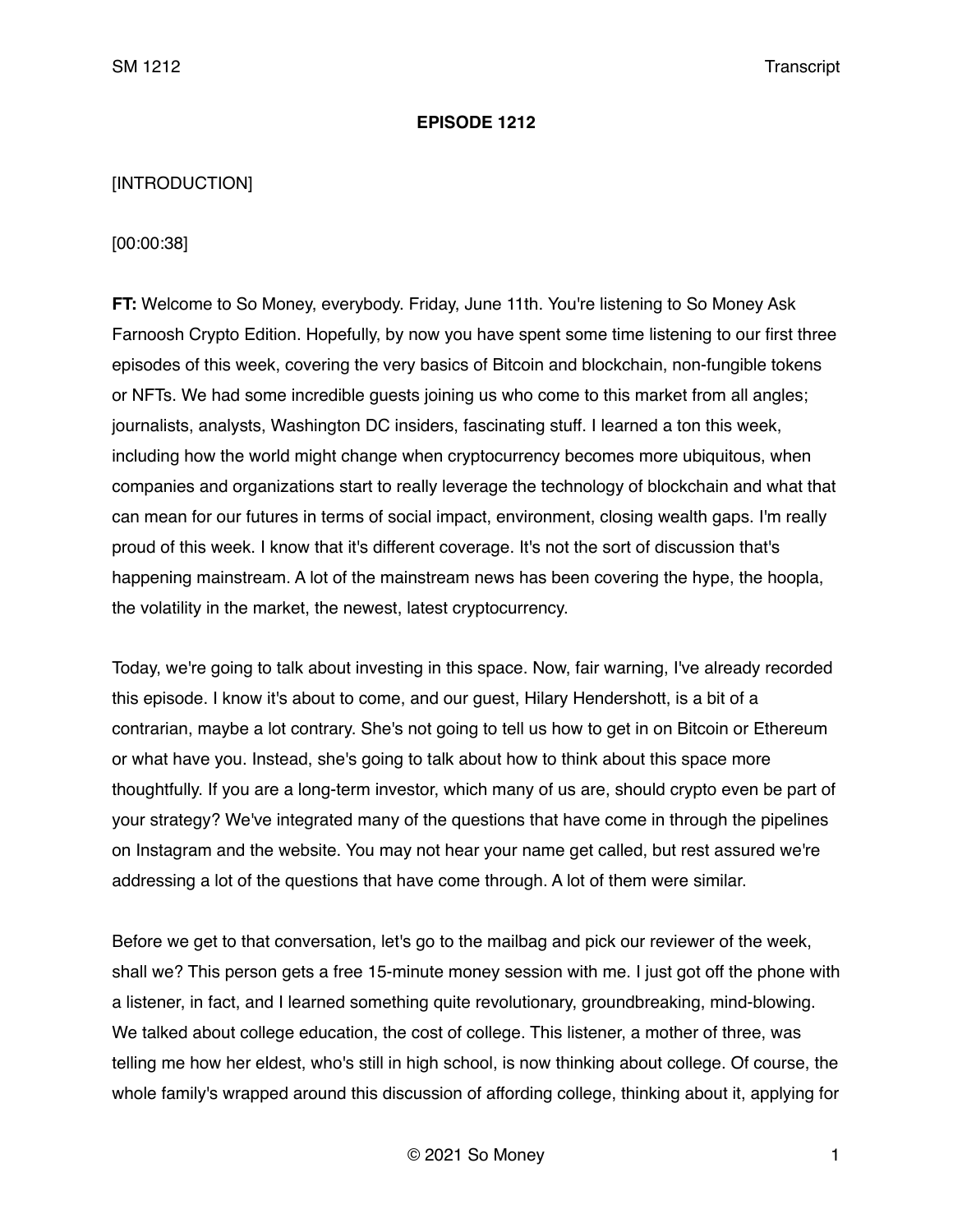**EPISODE 1212**

[INTRODUCTION]

[00:00:38]

**FT:** Welcome to So Money, everybody. Friday, June 11th. You're listening to So Money Ask Farnoosh Crypto Edition. Hopefully, by now you have spent some time listening to our first three episodes of this week, covering the very basics of Bitcoin and blockchain, non-fungible tokens or NFTs. We had some incredible guests joining us who come to this market from all angles; journalists, analysts, Washington DC insiders, fascinating stuff. I learned a ton this week, including how the world might change when cryptocurrency becomes more ubiquitous, when companies and organizations start to really leverage the technology of blockchain and what that can mean for our futures in terms of social impact, environment, closing wealth gaps. I'm really proud of this week. I know that it's different coverage. It's not the sort of discussion that's happening mainstream. A lot of the mainstream news has been covering the hype, the hoopla, the volatility in the market, the newest, latest cryptocurrency.

Today, we're going to talk about investing in this space. Now, fair warning, I've already recorded this episode. I know it's about to come, and our guest, Hilary Hendershott, is a bit of a contrarian, maybe a lot contrary. She's not going to tell us how to get in on Bitcoin or Ethereum or what have you. Instead, she's going to talk about how to think about this space more thoughtfully. If you are a long-term investor, which many of us are, should crypto even be part of your strategy? We've integrated many of the questions that have come in through the pipelines on Instagram and the website. You may not hear your name get called, but rest assured we're addressing a lot of the questions that have come through. A lot of them were similar.

Before we get to that conversation, let's go to the mailbag and pick our reviewer of the week, shall we? This person gets a free 15-minute money session with me. I just got off the phone with a listener, in fact, and I learned something quite revolutionary, groundbreaking, mind-blowing. We talked about college education, the cost of college. This listener, a mother of three, was telling me how her eldest, who's still in high school, is now thinking about college. Of course, the whole family's wrapped around this discussion of affording college, thinking about it, applying for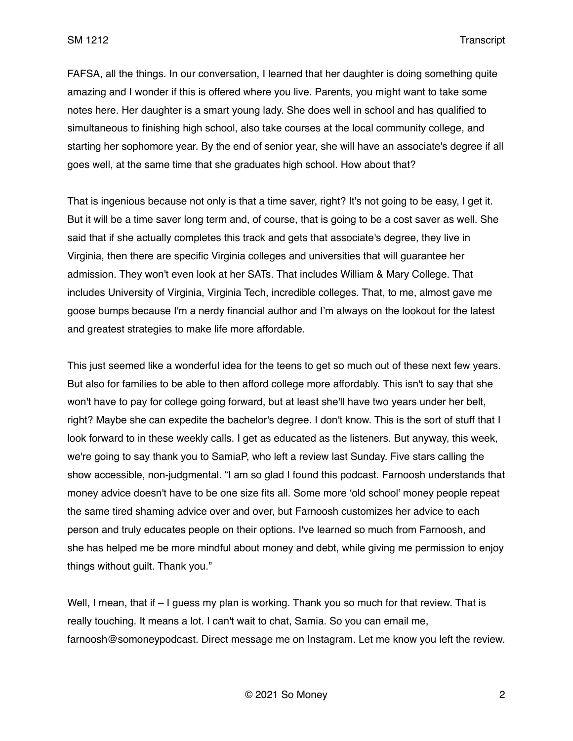FAFSA, all the things. In our conversation, I learned that her daughter is doing something quite amazing and I wonder if this is offered where you live. Parents, you might want to take some notes here. Her daughter is a smart young lady. She does well in school and has qualified to simultaneous to finishing high school, also take courses at the local community college, and starting her sophomore year. By the end of senior year, she will have an associate's degree if all goes well, at the same time that she graduates high school. How about that?

That is ingenious because not only is that a time saver, right? It's not going to be easy, I get it. But it will be a time saver long term and, of course, that is going to be a cost saver as well. She said that if she actually completes this track and gets that associate's degree, they live in Virginia, then there are specific Virginia colleges and universities that will guarantee her admission. They won't even look at her SATs. That includes William & Mary College. That includes University of Virginia, Virginia Tech, incredible colleges. That, to me, almost gave me goose bumps because I'm a nerdy financial author and I'm always on the lookout for the latest and greatest strategies to make life more affordable.

This just seemed like a wonderful idea for the teens to get so much out of these next few years. But also for families to be able to then afford college more affordably. This isn't to say that she won't have to pay for college going forward, but at least she'll have two years under her belt, right? Maybe she can expedite the bachelor's degree. I don't know. This is the sort of stuff that I look forward to in these weekly calls. I get as educated as the listeners. But anyway, this week, we're going to say thank you to SamiaP, who left a review last Sunday. Five stars calling the show accessible, non-judgmental. "I am so glad I found this podcast. Farnoosh understands that money advice doesn't have to be one size fits all. Some more 'old school' money people repeat the same tired shaming advice over and over, but Farnoosh customizes her advice to each person and truly educates people on their options. I've learned so much from Farnoosh, and she has helped me be more mindful about money and debt, while giving me permission to enjoy things without guilt. Thank you."

Well, I mean, that if – I guess my plan is working. Thank you so much for that review. That is really touching. It means a lot. I can't wait to chat, Samia. So you can email me, farnoosh@somoneypodcast. Direct message me on Instagram. Let me know you left the review.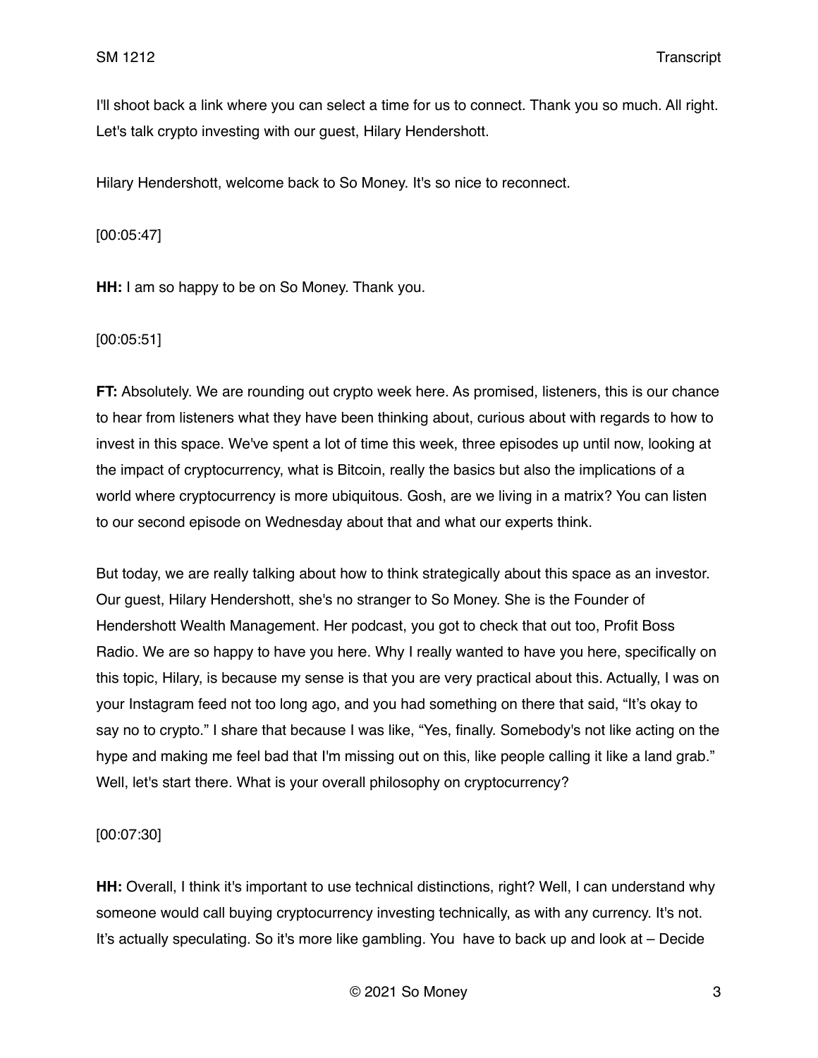I'll shoot back a link where you can select a time for us to connect. Thank you so much. All right. Let's talk crypto investing with our guest, Hilary Hendershott.

Hilary Hendershott, welcome back to So Money. It's so nice to reconnect.

[00:05:47]

**HH:** I am so happy to be on So Money. Thank you.

[00:05:51]

**FT:** Absolutely. We are rounding out crypto week here. As promised, listeners, this is our chance to hear from listeners what they have been thinking about, curious about with regards to how to invest in this space. We've spent a lot of time this week, three episodes up until now, looking at the impact of cryptocurrency, what is Bitcoin, really the basics but also the implications of a world where cryptocurrency is more ubiquitous. Gosh, are we living in a matrix? You can listen to our second episode on Wednesday about that and what our experts think.

But today, we are really talking about how to think strategically about this space as an investor. Our guest, Hilary Hendershott, she's no stranger to So Money. She is the Founder of Hendershott Wealth Management. Her podcast, you got to check that out too, Profit Boss Radio. We are so happy to have you here. Why I really wanted to have you here, specifically on this topic, Hilary, is because my sense is that you are very practical about this. Actually, I was on your Instagram feed not too long ago, and you had something on there that said, "It's okay to say no to crypto." I share that because I was like, "Yes, finally. Somebody's not like acting on the hype and making me feel bad that I'm missing out on this, like people calling it like a land grab." Well, let's start there. What is your overall philosophy on cryptocurrency?

[00:07:30]

**HH:** Overall, I think it's important to use technical distinctions, right? Well, I can understand why someone would call buying cryptocurrency investing technically, as with any currency. It's not. It's actually speculating. So it's more like gambling. You have to back up and look at – Decide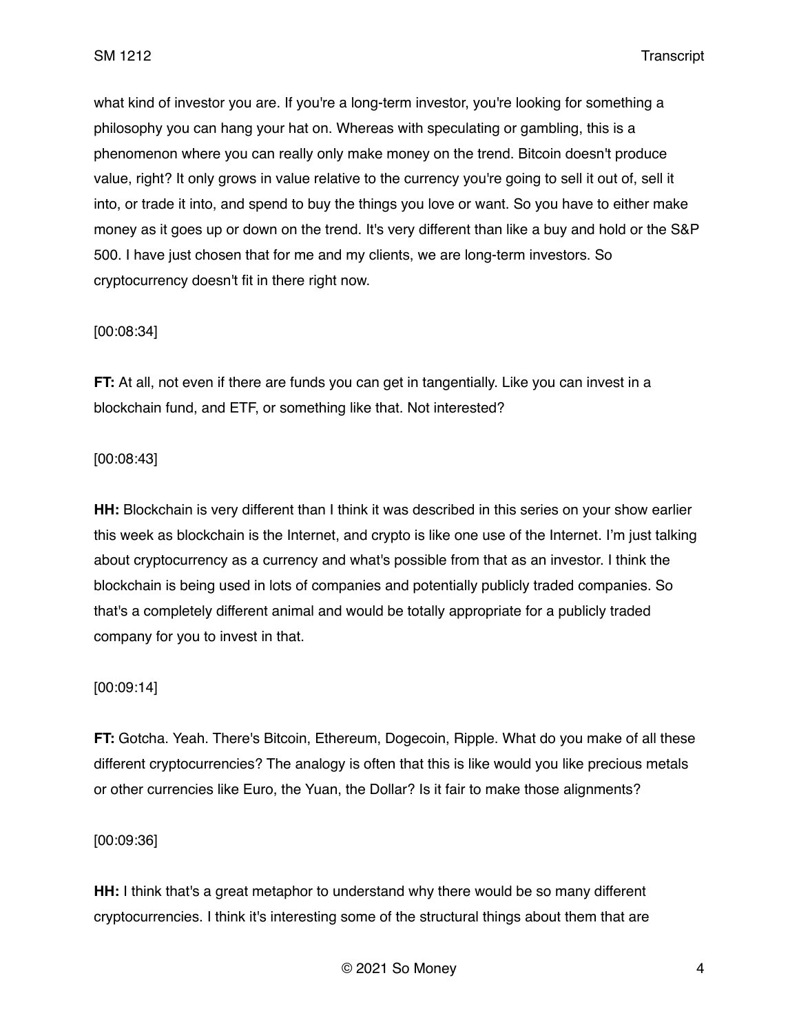what kind of investor you are. If you're a long-term investor, you're looking for something a philosophy you can hang your hat on. Whereas with speculating or gambling, this is a phenomenon where you can really only make money on the trend. Bitcoin doesn't produce value, right? It only grows in value relative to the currency you're going to sell it out of, sell it into, or trade it into, and spend to buy the things you love or want. So you have to either make money as it goes up or down on the trend. It's very different than like a buy and hold or the S&P 500. I have just chosen that for me and my clients, we are long-term investors. So cryptocurrency doesn't fit in there right now.

[00:08:34]

**FT:** At all, not even if there are funds you can get in tangentially. Like you can invest in a blockchain fund, and ETF, or something like that. Not interested?

[00:08:43]

**HH:** Blockchain is very different than I think it was described in this series on your show earlier this week as blockchain is the Internet, and crypto is like one use of the Internet. I'm just talking about cryptocurrency as a currency and what's possible from that as an investor. I think the blockchain is being used in lots of companies and potentially publicly traded companies. So that's a completely different animal and would be totally appropriate for a publicly traded company for you to invest in that.

[00:09:14]

**FT:** Gotcha. Yeah. There's Bitcoin, Ethereum, Dogecoin, Ripple. What do you make of all these different cryptocurrencies? The analogy is often that this is like would you like precious metals or other currencies like Euro, the Yuan, the Dollar? Is it fair to make those alignments?

[00:09:36]

**HH:** I think that's a great metaphor to understand why there would be so many different cryptocurrencies. I think it's interesting some of the structural things about them that are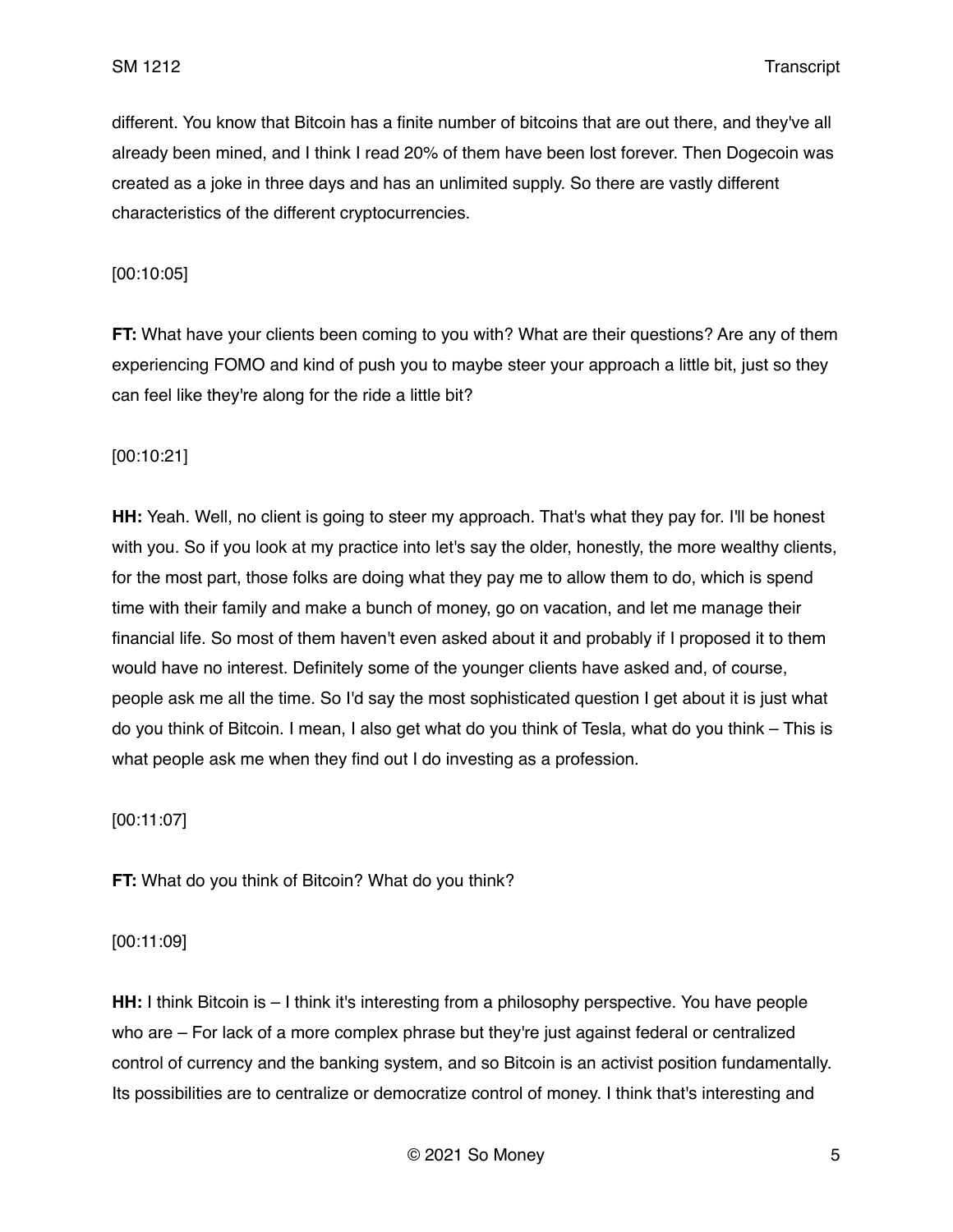different. You know that Bitcoin has a finite number of bitcoins that are out there, and they've all already been mined, and I think I read 20% of them have been lost forever. Then Dogecoin was created as a joke in three days and has an unlimited supply. So there are vastly different characteristics of the different cryptocurrencies.

[00:10:05]

**FT:** What have your clients been coming to you with? What are their questions? Are any of them experiencing FOMO and kind of push you to maybe steer your approach a little bit, just so they can feel like they're along for the ride a little bit?

[00:10:21]

**HH:** Yeah. Well, no client is going to steer my approach. That's what they pay for. I'll be honest with you. So if you look at my practice into let's say the older, honestly, the more wealthy clients, for the most part, those folks are doing what they pay me to allow them to do, which is spend time with their family and make a bunch of money, go on vacation, and let me manage their financial life. So most of them haven't even asked about it and probably if I proposed it to them would have no interest. Definitely some of the younger clients have asked and, of course, people ask me all the time. So I'd say the most sophisticated question I get about it is just what do you think of Bitcoin. I mean, I also get what do you think of Tesla, what do you think – This is what people ask me when they find out I do investing as a profession.

[00:11:07]

**FT:** What do you think of Bitcoin? What do you think?

[00:11:09]

**HH:** I think Bitcoin is – I think it's interesting from a philosophy perspective. You have people who are – For lack of a more complex phrase but they're just against federal or centralized control of currency and the banking system, and so Bitcoin is an activist position fundamentally. Its possibilities are to centralize or democratize control of money. I think that's interesting and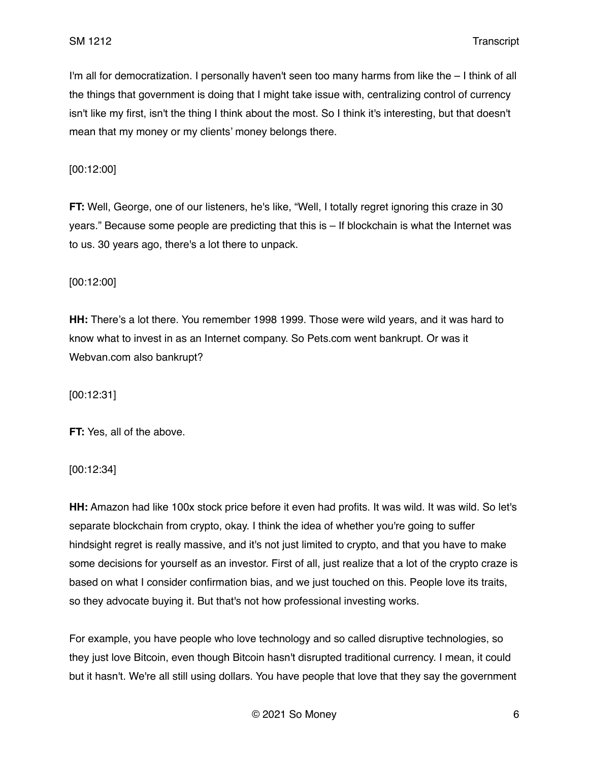I'm all for democratization. I personally haven't seen too many harms from like the – I think of all the things that government is doing that I might take issue with, centralizing control of currency isn't like my first, isn't the thing I think about the most. So I think it's interesting, but that doesn't mean that my money or my clients' money belongs there.

[00:12:00]

**FT:** Well, George, one of our listeners, he's like, "Well, I totally regret ignoring this craze in 30 years." Because some people are predicting that this is – If blockchain is what the Internet was to us. 30 years ago, there's a lot there to unpack.

[00:12:00]

**HH:** There's a lot there. You remember 1998 1999. Those were wild years, and it was hard to know what to invest in as an Internet company. So Pets.com went bankrupt. Or was it Webvan.com also bankrupt?

[00:12:31]

**FT:** Yes, all of the above.

[00:12:34]

**HH:** Amazon had like 100x stock price before it even had profits. It was wild. It was wild. So let's separate blockchain from crypto, okay. I think the idea of whether you're going to suffer hindsight regret is really massive, and it's not just limited to crypto, and that you have to make some decisions for yourself as an investor. First of all, just realize that a lot of the crypto craze is based on what I consider confirmation bias, and we just touched on this. People love its traits, so they advocate buying it. But that's not how professional investing works.

For example, you have people who love technology and so called disruptive technologies, so they just love Bitcoin, even though Bitcoin hasn't disrupted traditional currency. I mean, it could but it hasn't. We're all still using dollars. You have people that love that they say the government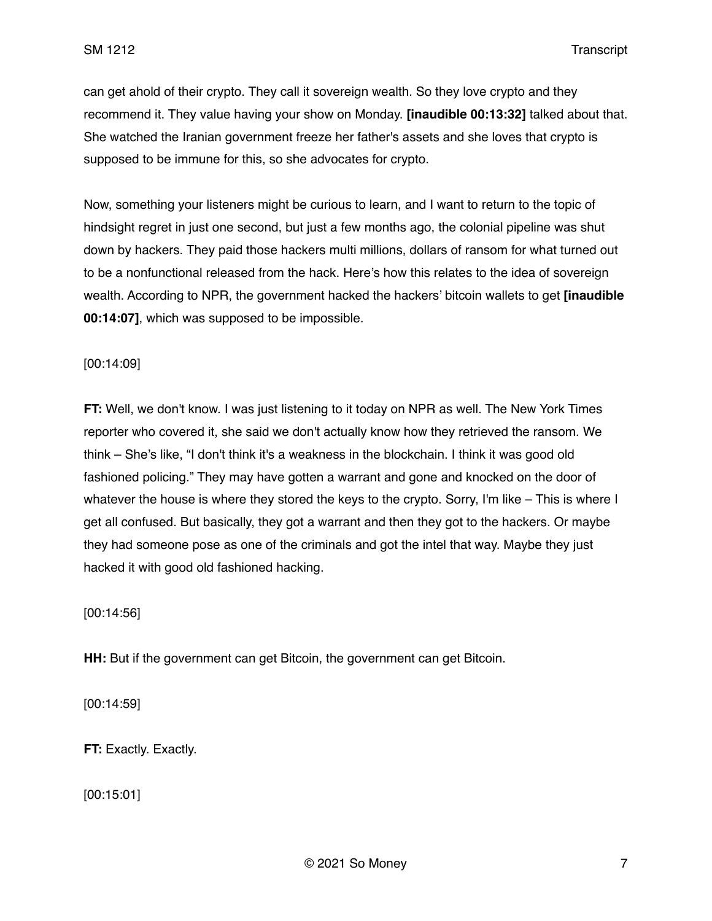can get ahold of their crypto. They call it sovereign wealth. So they love crypto and they recommend it. They value having your show on Monday. **[inaudible 00:13:32]** talked about that. She watched the Iranian government freeze her father's assets and she loves that crypto is supposed to be immune for this, so she advocates for crypto.

Now, something your listeners might be curious to learn, and I want to return to the topic of hindsight regret in just one second, but just a few months ago, the colonial pipeline was shut down by hackers. They paid those hackers multi millions, dollars of ransom for what turned out to be a nonfunctional released from the hack. Here's how this relates to the idea of sovereign wealth. According to NPR, the government hacked the hackers' bitcoin wallets to get **[inaudible 00:14:07]**, which was supposed to be impossible.

[00:14:09]

**FT:** Well, we don't know. I was just listening to it today on NPR as well. The New York Times reporter who covered it, she said we don't actually know how they retrieved the ransom. We think – She's like, "I don't think it's a weakness in the blockchain. I think it was good old fashioned policing." They may have gotten a warrant and gone and knocked on the door of whatever the house is where they stored the keys to the crypto. Sorry, I'm like – This is where I get all confused. But basically, they got a warrant and then they got to the hackers. Or maybe they had someone pose as one of the criminals and got the intel that way. Maybe they just hacked it with good old fashioned hacking.

[00:14:56]

**HH:** But if the government can get Bitcoin, the government can get Bitcoin.

[00:14:59]

**FT:** Exactly. Exactly.

[00:15:01]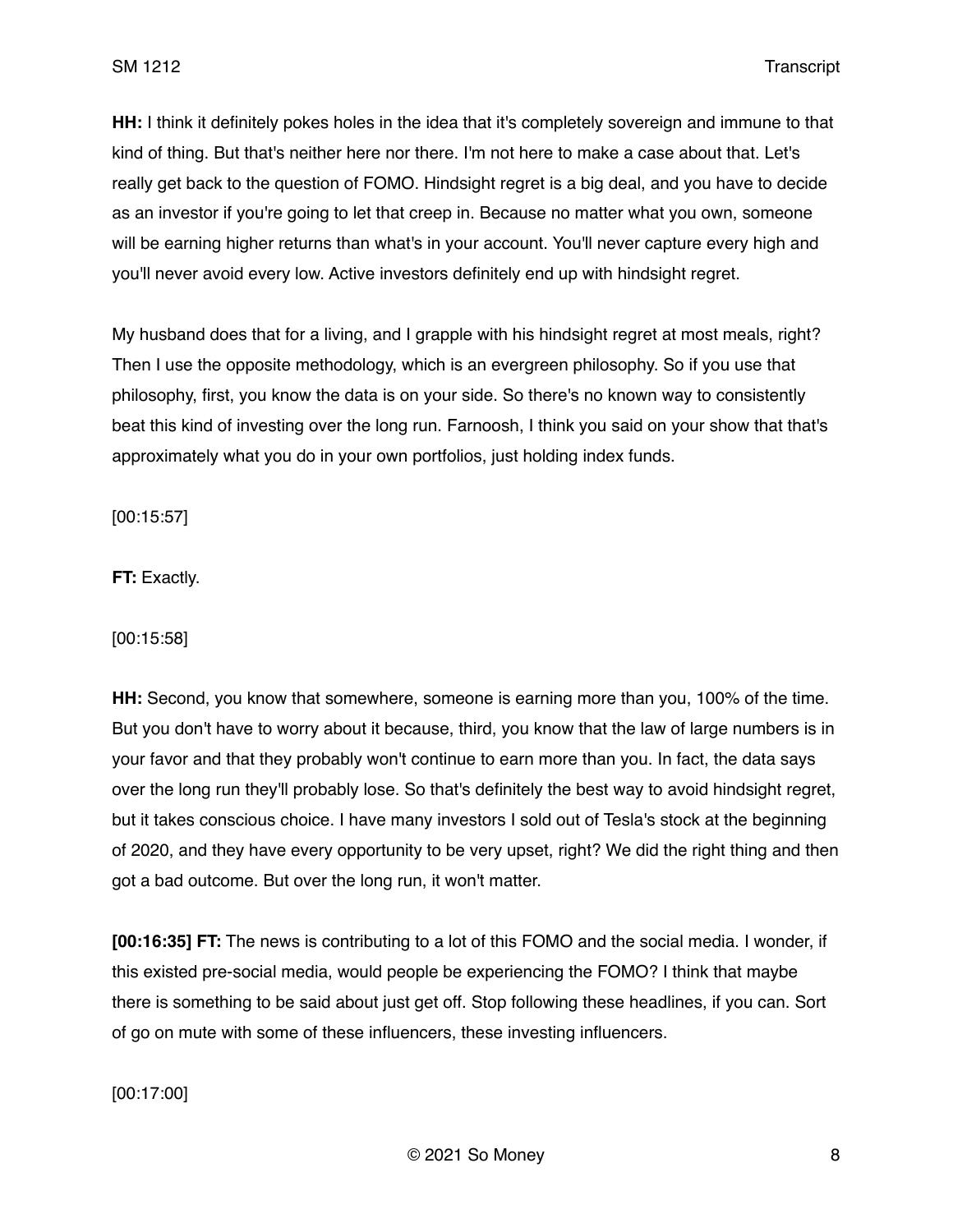**HH:** I think it definitely pokes holes in the idea that it's completely sovereign and immune to that kind of thing. But that's neither here nor there. I'm not here to make a case about that. Let's really get back to the question of FOMO. Hindsight regret is a big deal, and you have to decide as an investor if you're going to let that creep in. Because no matter what you own, someone will be earning higher returns than what's in your account. You'll never capture every high and you'll never avoid every low. Active investors definitely end up with hindsight regret.

My husband does that for a living, and I grapple with his hindsight regret at most meals, right? Then I use the opposite methodology, which is an evergreen philosophy. So if you use that philosophy, first, you know the data is on your side. So there's no known way to consistently beat this kind of investing over the long run. Farnoosh, I think you said on your show that that's approximately what you do in your own portfolios, just holding index funds.

[00:15:57]

**FT:** Exactly.

[00:15:58]

**HH:** Second, you know that somewhere, someone is earning more than you, 100% of the time. But you don't have to worry about it because, third, you know that the law of large numbers is in your favor and that they probably won't continue to earn more than you. In fact, the data says over the long run they'll probably lose. So that's definitely the best way to avoid hindsight regret, but it takes conscious choice. I have many investors I sold out of Tesla's stock at the beginning of 2020, and they have every opportunity to be very upset, right? We did the right thing and then got a bad outcome. But over the long run, it won't matter.

**[00:16:35] FT:** The news is contributing to a lot of this FOMO and the social media. I wonder, if this existed pre-social media, would people be experiencing the FOMO? I think that maybe there is something to be said about just get off. Stop following these headlines, if you can. Sort of go on mute with some of these influencers, these investing influencers.

[00:17:00]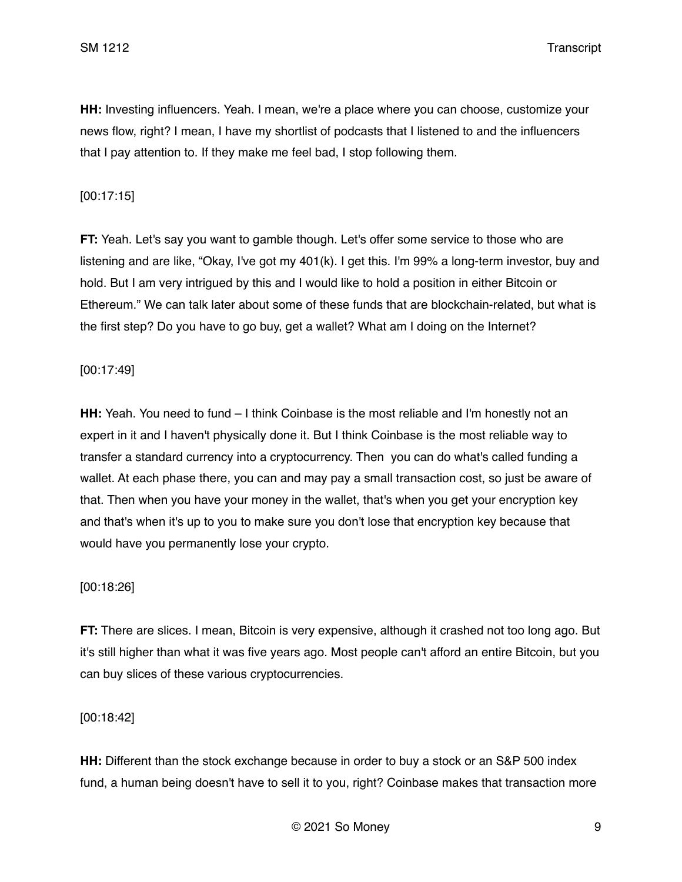**HH:** Investing influencers. Yeah. I mean, we're a place where you can choose, customize your news flow, right? I mean, I have my shortlist of podcasts that I listened to and the influencers that I pay attention to. If they make me feel bad, I stop following them.

[00:17:15]

**FT:** Yeah. Let's say you want to gamble though. Let's offer some service to those who are listening and are like, "Okay, I've got my 401(k). I get this. I'm 99% a long-term investor, buy and hold. But I am very intrigued by this and I would like to hold a position in either Bitcoin or Ethereum." We can talk later about some of these funds that are blockchain-related, but what is the first step? Do you have to go buy, get a wallet? What am I doing on the Internet?

[00:17:49]

**HH:** Yeah. You need to fund – I think Coinbase is the most reliable and I'm honestly not an expert in it and I haven't physically done it. But I think Coinbase is the most reliable way to transfer a standard currency into a cryptocurrency. Then you can do what's called funding a wallet. At each phase there, you can and may pay a small transaction cost, so just be aware of that. Then when you have your money in the wallet, that's when you get your encryption key and that's when it's up to you to make sure you don't lose that encryption key because that would have you permanently lose your crypto.

[00:18:26]

**FT:** There are slices. I mean, Bitcoin is very expensive, although it crashed not too long ago. But it's still higher than what it was five years ago. Most people can't afford an entire Bitcoin, but you can buy slices of these various cryptocurrencies.

[00:18:42]

**HH:** Different than the stock exchange because in order to buy a stock or an S&P 500 index fund, a human being doesn't have to sell it to you, right? Coinbase makes that transaction more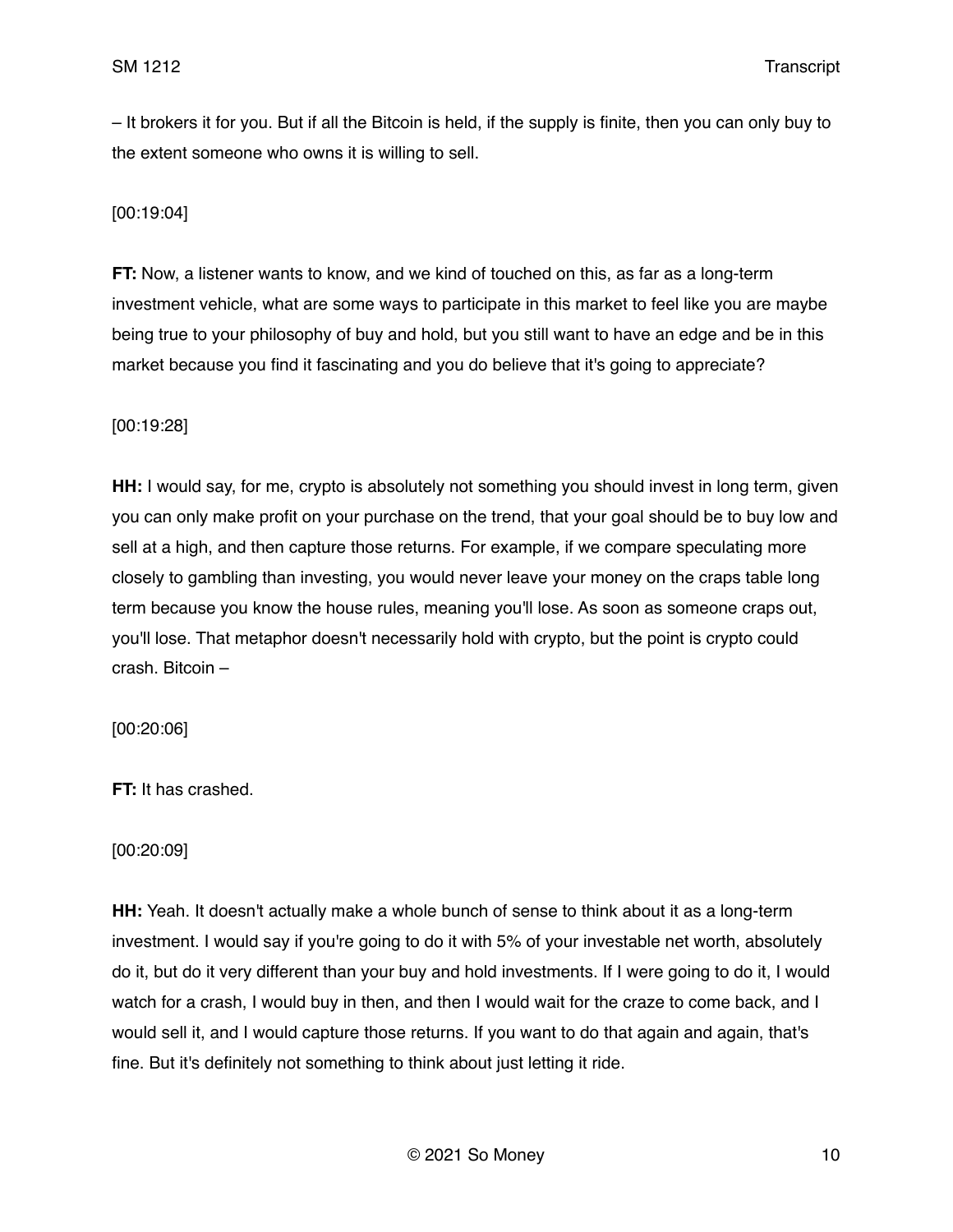– It brokers it for you. But if all the Bitcoin is held, if the supply is finite, then you can only buy to the extent someone who owns it is willing to sell.

[00:19:04]

**FT:** Now, a listener wants to know, and we kind of touched on this, as far as a long-term investment vehicle, what are some ways to participate in this market to feel like you are maybe being true to your philosophy of buy and hold, but you still want to have an edge and be in this market because you find it fascinating and you do believe that it's going to appreciate?

[00:19:28]

**HH:** I would say, for me, crypto is absolutely not something you should invest in long term, given you can only make profit on your purchase on the trend, that your goal should be to buy low and sell at a high, and then capture those returns. For example, if we compare speculating more closely to gambling than investing, you would never leave your money on the craps table long term because you know the house rules, meaning you'll lose. As soon as someone craps out, you'll lose. That metaphor doesn't necessarily hold with crypto, but the point is crypto could crash. Bitcoin –

[00:20:06]

**FT:** It has crashed.

[00:20:09]

**HH:** Yeah. It doesn't actually make a whole bunch of sense to think about it as a long-term investment. I would say if you're going to do it with 5% of your investable net worth, absolutely do it, but do it very different than your buy and hold investments. If I were going to do it, I would watch for a crash, I would buy in then, and then I would wait for the craze to come back, and I would sell it, and I would capture those returns. If you want to do that again and again, that's fine. But it's definitely not something to think about just letting it ride.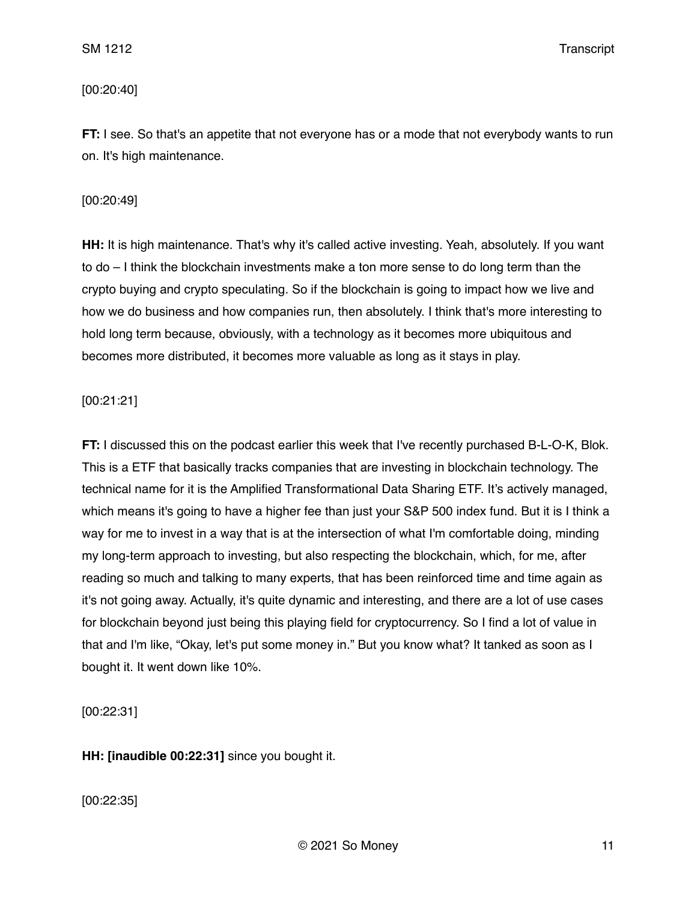[00:20:40]

**FT:** I see. So that's an appetite that not everyone has or a mode that not everybody wants to run on. It's high maintenance.

[00:20:49]

**HH:** It is high maintenance. That's why it's called active investing. Yeah, absolutely. If you want to do – I think the blockchain investments make a ton more sense to do long term than the crypto buying and crypto speculating. So if the blockchain is going to impact how we live and how we do business and how companies run, then absolutely. I think that's more interesting to hold long term because, obviously, with a technology as it becomes more ubiquitous and becomes more distributed, it becomes more valuable as long as it stays in play.

[00:21:21]

**FT:** I discussed this on the podcast earlier this week that I've recently purchased B-L-O-K, Blok. This is a ETF that basically tracks companies that are investing in blockchain technology. The technical name for it is the Amplified Transformational Data Sharing ETF. It's actively managed, which means it's going to have a higher fee than just your S&P 500 index fund. But it is I think a way for me to invest in a way that is at the intersection of what I'm comfortable doing, minding my long-term approach to investing, but also respecting the blockchain, which, for me, after reading so much and talking to many experts, that has been reinforced time and time again as it's not going away. Actually, it's quite dynamic and interesting, and there are a lot of use cases for blockchain beyond just being this playing field for cryptocurrency. So I find a lot of value in that and I'm like, "Okay, let's put some money in." But you know what? It tanked as soon as I bought it. It went down like 10%.

[00:22:31]

**HH: [inaudible 00:22:31]** since you bought it.

[00:22:35]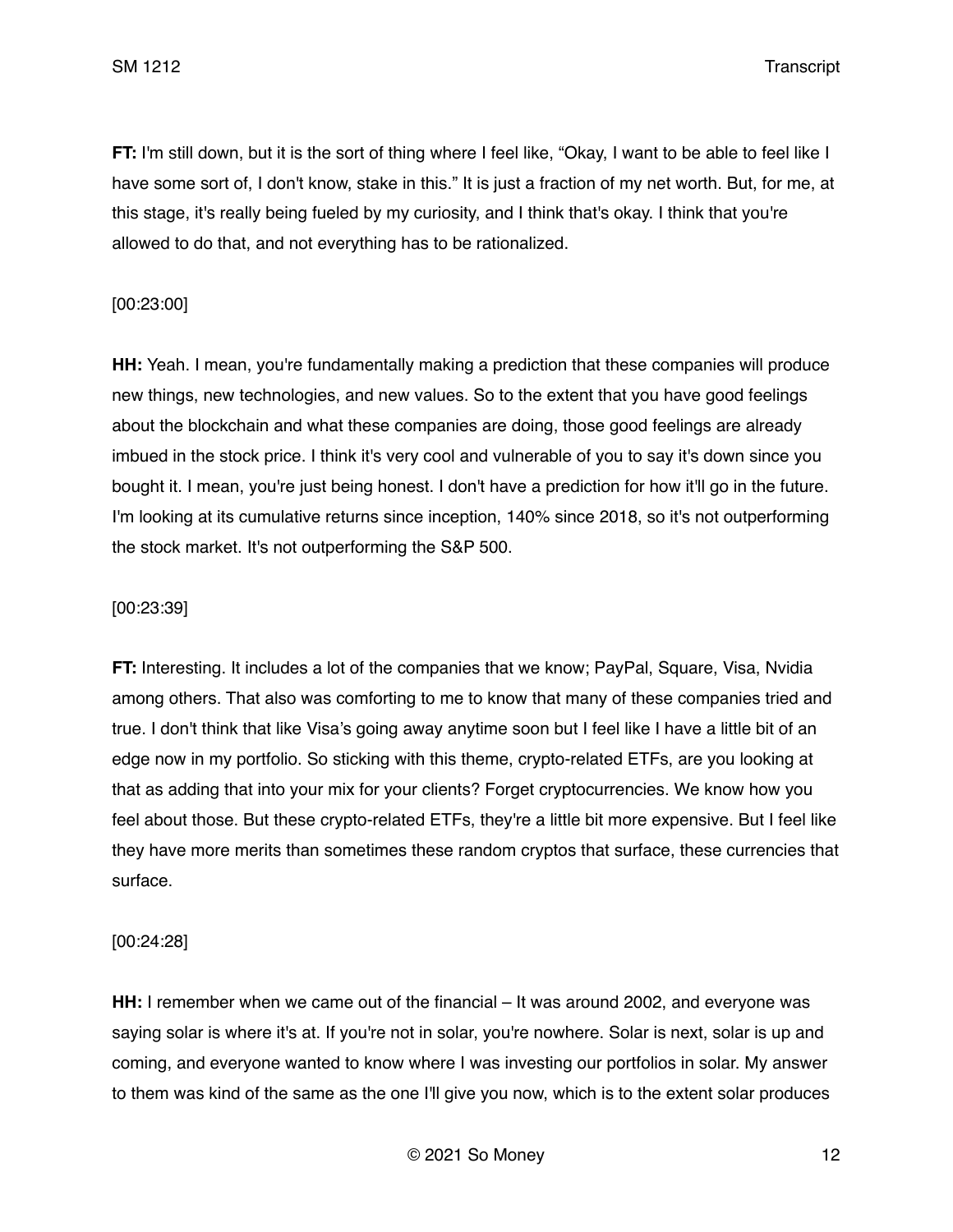**FT:** I'm still down, but it is the sort of thing where I feel like, "Okay, I want to be able to feel like I have some sort of, I don't know, stake in this." It is just a fraction of my net worth. But, for me, at this stage, it's really being fueled by my curiosity, and I think that's okay. I think that you're allowed to do that, and not everything has to be rationalized.

[00:23:00]

**HH:** Yeah. I mean, you're fundamentally making a prediction that these companies will produce new things, new technologies, and new values. So to the extent that you have good feelings about the blockchain and what these companies are doing, those good feelings are already imbued in the stock price. I think it's very cool and vulnerable of you to say it's down since you bought it. I mean, you're just being honest. I don't have a prediction for how it'll go in the future. I'm looking at its cumulative returns since inception, 140% since 2018, so it's not outperforming the stock market. It's not outperforming the S&P 500.

[00:23:39]

**FT:** Interesting. It includes a lot of the companies that we know; PayPal, Square, Visa, Nvidia among others. That also was comforting to me to know that many of these companies tried and true. I don't think that like Visa's going away anytime soon but I feel like I have a little bit of an edge now in my portfolio. So sticking with this theme, crypto-related ETFs, are you looking at that as adding that into your mix for your clients? Forget cryptocurrencies. We know how you feel about those. But these crypto-related ETFs, they're a little bit more expensive. But I feel like they have more merits than sometimes these random cryptos that surface, these currencies that surface.

[00:24:28]

**HH:** I remember when we came out of the financial – It was around 2002, and everyone was saying solar is where it's at. If you're not in solar, you're nowhere. Solar is next, solar is up and coming, and everyone wanted to know where I was investing our portfolios in solar. My answer to them was kind of the same as the one I'll give you now, which is to the extent solar produces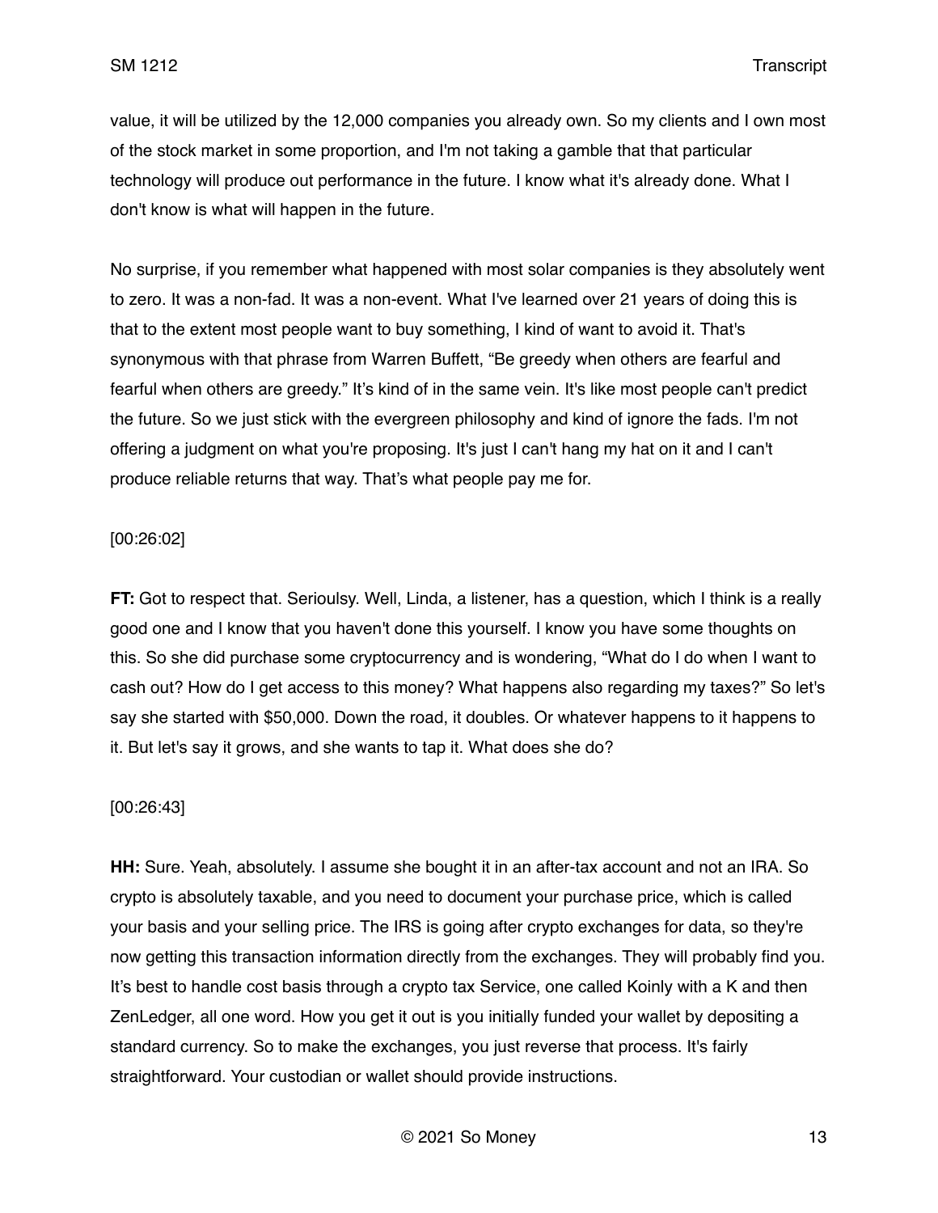value, it will be utilized by the 12,000 companies you already own. So my clients and I own most of the stock market in some proportion, and I'm not taking a gamble that that particular technology will produce out performance in the future. I know what it's already done. What I don't know is what will happen in the future.

No surprise, if you remember what happened with most solar companies is they absolutely went to zero. It was a non-fad. It was a non-event. What I've learned over 21 years of doing this is that to the extent most people want to buy something, I kind of want to avoid it. That's synonymous with that phrase from Warren Buffett, "Be greedy when others are fearful and fearful when others are greedy." It's kind of in the same vein. It's like most people can't predict the future. So we just stick with the evergreen philosophy and kind of ignore the fads. I'm not offering a judgment on what you're proposing. It's just I can't hang my hat on it and I can't produce reliable returns that way. That's what people pay me for.

[00:26:02]

**FT:** Got to respect that. Serioulsy. Well, Linda, a listener, has a question, which I think is a really good one and I know that you haven't done this yourself. I know you have some thoughts on this. So she did purchase some cryptocurrency and is wondering, "What do I do when I want to cash out? How do I get access to this money? What happens also regarding my taxes?" So let's say she started with $50,000. Down the road, it doubles. Or whatever happens to it happens to it. But let's say it grows, and she wants to tap it. What does she do?

[00:26:43]

**HH:** Sure. Yeah, absolutely. I assume she bought it in an after-tax account and not an IRA. So crypto is absolutely taxable, and you need to document your purchase price, which is called your basis and your selling price. The IRS is going after crypto exchanges for data, so they're now getting this transaction information directly from the exchanges. They will probably find you. It's best to handle cost basis through a crypto tax Service, one called Koinly with a K and then ZenLedger, all one word. How you get it out is you initially funded your wallet by depositing a standard currency. So to make the exchanges, you just reverse that process. It's fairly straightforward. Your custodian or wallet should provide instructions.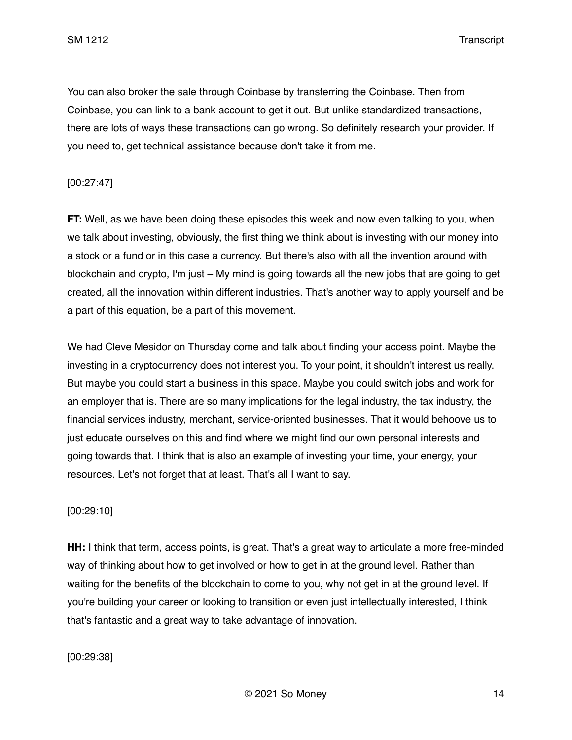You can also broker the sale through Coinbase by transferring the Coinbase. Then from Coinbase, you can link to a bank account to get it out. But unlike standardized transactions, there are lots of ways these transactions can go wrong. So definitely research your provider. If you need to, get technical assistance because don't take it from me.

[00:27:47]

**FT:** Well, as we have been doing these episodes this week and now even talking to you, when we talk about investing, obviously, the first thing we think about is investing with our money into a stock or a fund or in this case a currency. But there's also with all the invention around with blockchain and crypto, I'm just – My mind is going towards all the new jobs that are going to get created, all the innovation within different industries. That's another way to apply yourself and be a part of this equation, be a part of this movement.

We had Cleve Mesidor on Thursday come and talk about finding your access point. Maybe the investing in a cryptocurrency does not interest you. To your point, it shouldn't interest us really. But maybe you could start a business in this space. Maybe you could switch jobs and work for an employer that is. There are so many implications for the legal industry, the tax industry, the financial services industry, merchant, service-oriented businesses. That it would behoove us to just educate ourselves on this and find where we might find our own personal interests and going towards that. I think that is also an example of investing your time, your energy, your resources. Let's not forget that at least. That's all I want to say.

[00:29:10]

**HH:** I think that term, access points, is great. That's a great way to articulate a more free-minded way of thinking about how to get involved or how to get in at the ground level. Rather than waiting for the benefits of the blockchain to come to you, why not get in at the ground level. If you're building your career or looking to transition or even just intellectually interested, I think that's fantastic and a great way to take advantage of innovation.

[00:29:38]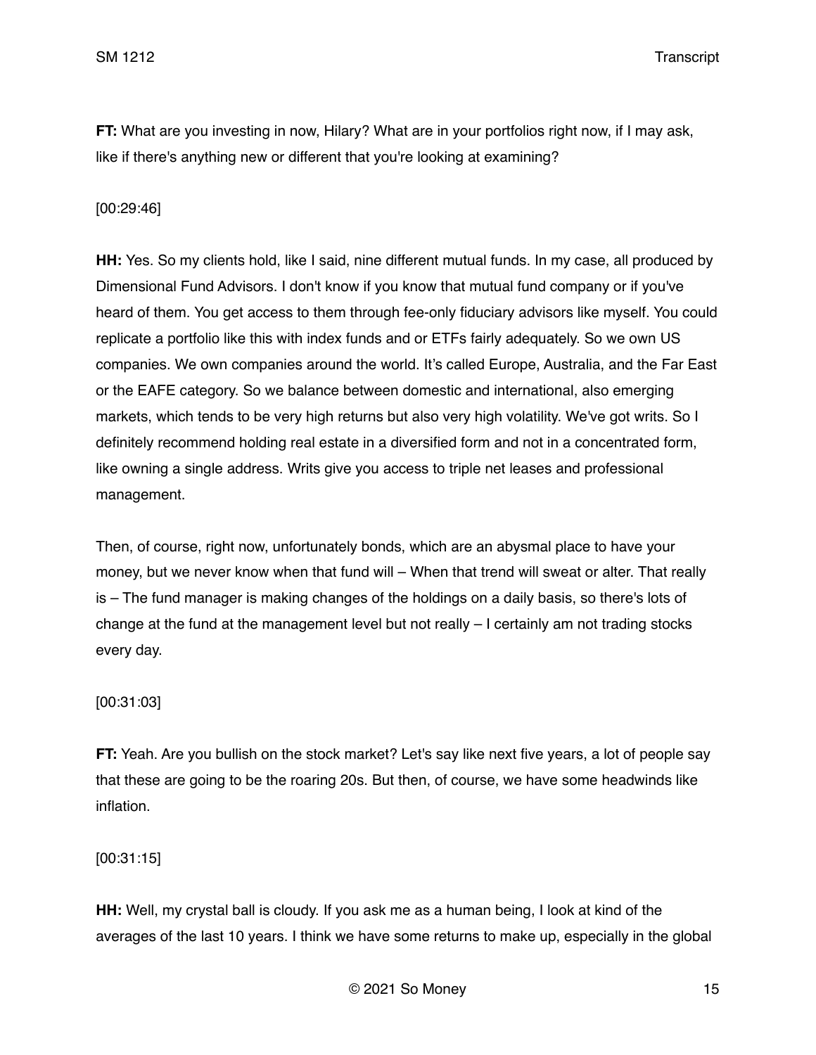**FT:** What are you investing in now, Hilary? What are in your portfolios right now, if I may ask, like if there's anything new or different that you're looking at examining?

[00:29:46]

**HH:** Yes. So my clients hold, like I said, nine different mutual funds. In my case, all produced by Dimensional Fund Advisors. I don't know if you know that mutual fund company or if you've heard of them. You get access to them through fee-only fiduciary advisors like myself. You could replicate a portfolio like this with index funds and or ETFs fairly adequately. So we own US companies. We own companies around the world. It's called Europe, Australia, and the Far East or the EAFE category. So we balance between domestic and international, also emerging markets, which tends to be very high returns but also very high volatility. We've got writs. So I definitely recommend holding real estate in a diversified form and not in a concentrated form, like owning a single address. Writs give you access to triple net leases and professional management.

Then, of course, right now, unfortunately bonds, which are an abysmal place to have your money, but we never know when that fund will – When that trend will sweat or alter. That really is – The fund manager is making changes of the holdings on a daily basis, so there's lots of change at the fund at the management level but not really – I certainly am not trading stocks every day.

[00:31:03]

**FT:** Yeah. Are you bullish on the stock market? Let's say like next five years, a lot of people say that these are going to be the roaring 20s. But then, of course, we have some headwinds like inflation.

[00:31:15]

**HH:** Well, my crystal ball is cloudy. If you ask me as a human being, I look at kind of the averages of the last 10 years. I think we have some returns to make up, especially in the global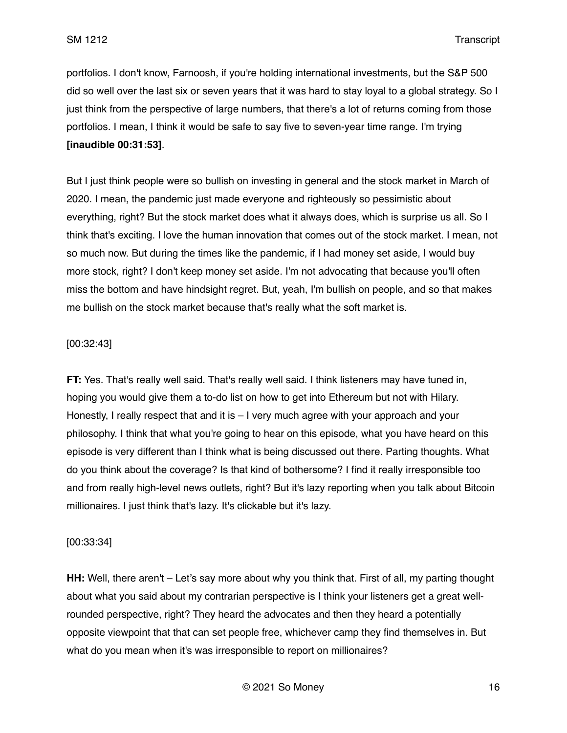portfolios. I don't know, Farnoosh, if you're holding international investments, but the S&P 500 did so well over the last six or seven years that it was hard to stay loyal to a global strategy. So I just think from the perspective of large numbers, that there's a lot of returns coming from those portfolios. I mean, I think it would be safe to say five to seven-year time range. I'm trying **[inaudible 00:31:53]**.

But I just think people were so bullish on investing in general and the stock market in March of 2020. I mean, the pandemic just made everyone and righteously so pessimistic about everything, right? But the stock market does what it always does, which is surprise us all. So I think that's exciting. I love the human innovation that comes out of the stock market. I mean, not so much now. But during the times like the pandemic, if I had money set aside, I would buy more stock, right? I don't keep money set aside. I'm not advocating that because you'll often miss the bottom and have hindsight regret. But, yeah, I'm bullish on people, and so that makes me bullish on the stock market because that's really what the soft market is.

[00:32:43]

**FT:** Yes. That's really well said. That's really well said. I think listeners may have tuned in, hoping you would give them a to-do list on how to get into Ethereum but not with Hilary. Honestly, I really respect that and it is – I very much agree with your approach and your philosophy. I think that what you're going to hear on this episode, what you have heard on this episode is very different than I think what is being discussed out there. Parting thoughts. What do you think about the coverage? Is that kind of bothersome? I find it really irresponsible too and from really high-level news outlets, right? But it's lazy reporting when you talk about Bitcoin millionaires. I just think that's lazy. It's clickable but it's lazy.

[00:33:34]

**HH:** Well, there aren't – Let's say more about why you think that. First of all, my parting thought about what you said about my contrarian perspective is I think your listeners get a great well-rounded perspective, right? They heard the advocates and then they heard a potentially opposite viewpoint that that can set people free, whichever camp they find themselves in. But what do you mean when it's was irresponsible to report on millionaires?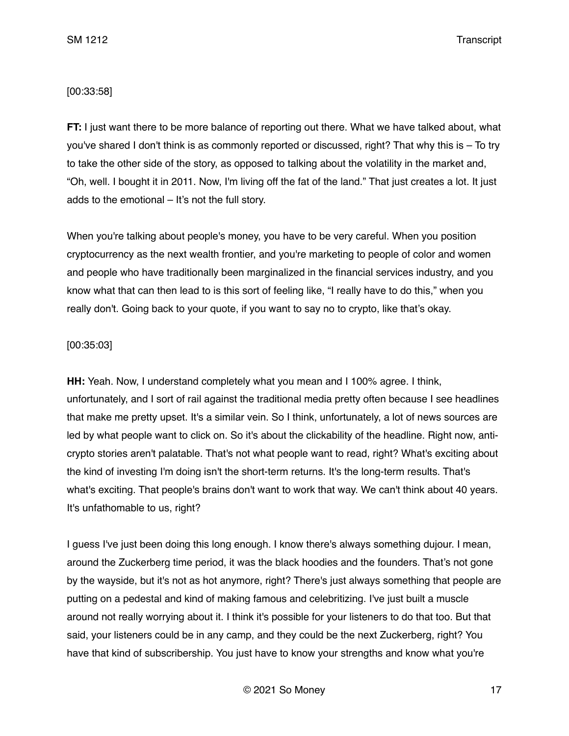[00:33:58]

**FT:** I just want there to be more balance of reporting out there. What we have talked about, what you've shared I don't think is as commonly reported or discussed, right? That why this is – To try to take the other side of the story, as opposed to talking about the volatility in the market and, "Oh, well. I bought it in 2011. Now, I'm living off the fat of the land." That just creates a lot. It just adds to the emotional – It's not the full story.

When you're talking about people's money, you have to be very careful. When you position cryptocurrency as the next wealth frontier, and you're marketing to people of color and women and people who have traditionally been marginalized in the financial services industry, and you know what that can then lead to is this sort of feeling like, "I really have to do this," when you really don't. Going back to your quote, if you want to say no to crypto, like that's okay.

[00:35:03]

**HH:** Yeah. Now, I understand completely what you mean and I 100% agree. I think, unfortunately, and I sort of rail against the traditional media pretty often because I see headlines that make me pretty upset. It's a similar vein. So I think, unfortunately, a lot of news sources are led by what people want to click on. So it's about the clickability of the headline. Right now, anti-crypto stories aren't palatable. That's not what people want to read, right? What's exciting about the kind of investing I'm doing isn't the short-term returns. It's the long-term results. That's what's exciting. That people's brains don't want to work that way. We can't think about 40 years. It's unfathomable to us, right?

I guess I've just been doing this long enough. I know there's always something dujour. I mean, around the Zuckerberg time period, it was the black hoodies and the founders. That's not gone by the wayside, but it's not as hot anymore, right? There's just always something that people are putting on a pedestal and kind of making famous and celebritizing. I've just built a muscle around not really worrying about it. I think it's possible for your listeners to do that too. But that said, your listeners could be in any camp, and they could be the next Zuckerberg, right? You have that kind of subscribership. You just have to know your strengths and know what you're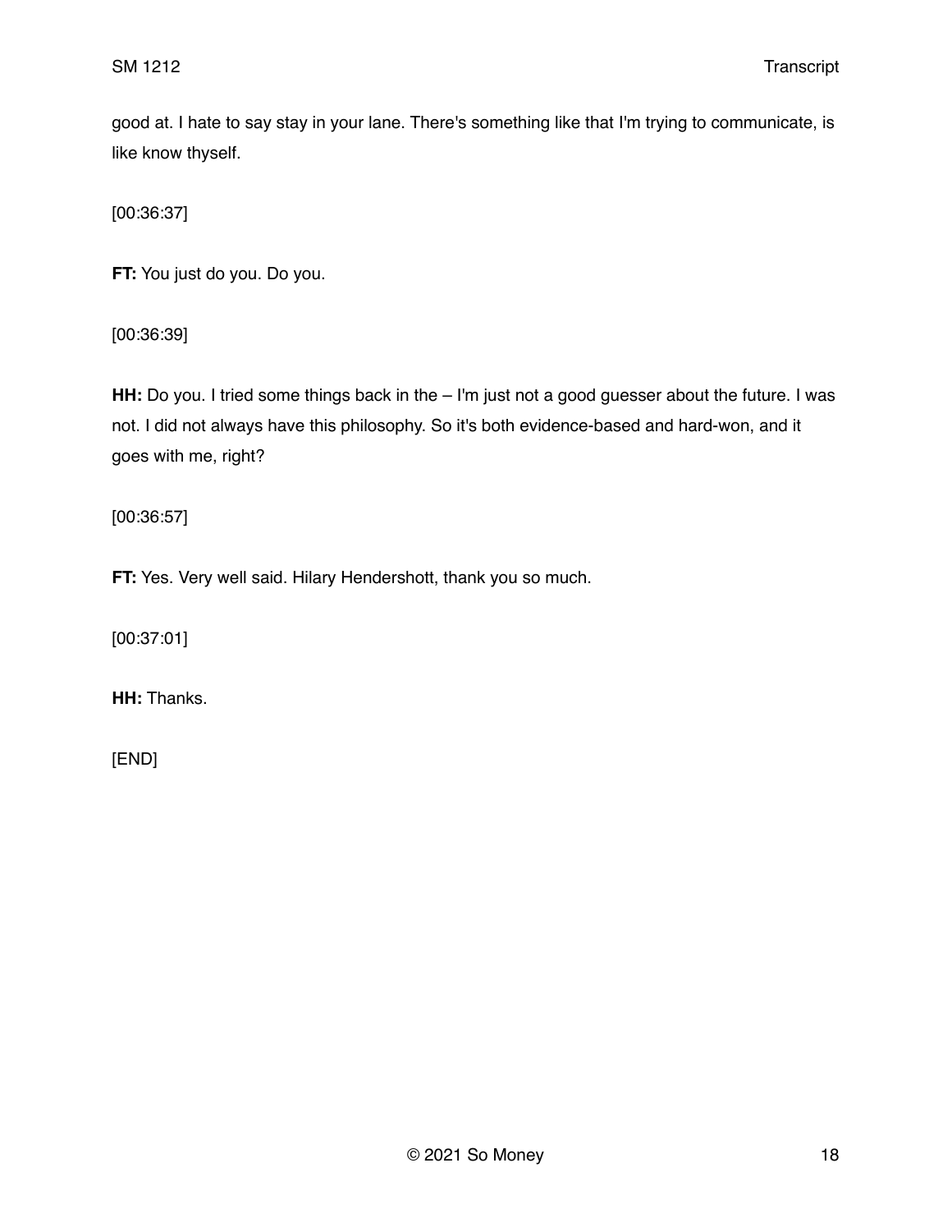good at. I hate to say stay in your lane. There's something like that I'm trying to communicate, is like know thyself.

[00:36:37]

**FT:** You just do you. Do you.

[00:36:39]

**HH:** Do you. I tried some things back in the – I'm just not a good guesser about the future. I was not. I did not always have this philosophy. So it's both evidence-based and hard-won, and it goes with me, right?

[00:36:57]

**FT:** Yes. Very well said. Hilary Hendershott, thank you so much.

[00:37:01]

**HH:** Thanks.

[END]